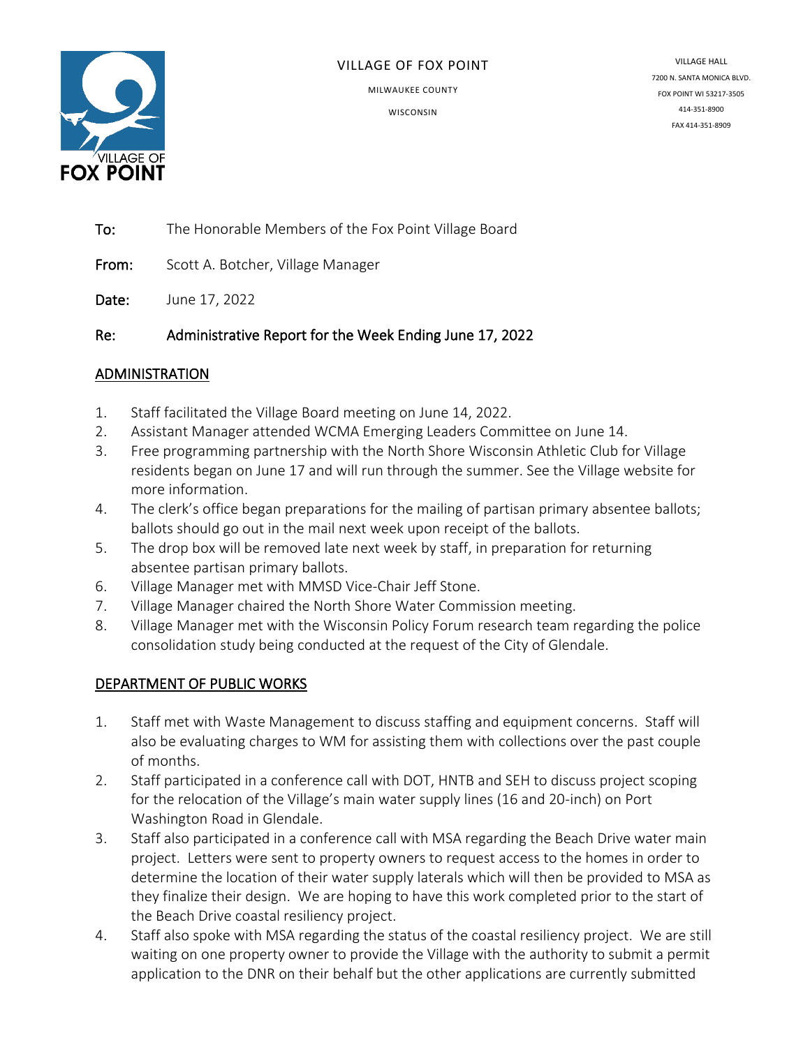VILLAGE OF FOX POINT

MILWAUKEE COUNTY

WISCONSIN

VILLAGE HALL
7200 N. SANTA MONICA BLVD.
FOX POINT WI 53217-3505
414-351-8900
FAX 414-351-8909

**To:** The Honorable Members of the Fox Point Village Board

**From:** Scott A. Botcher, Village Manager

**Date:** June 17, 2022

**Re:** **Administrative Report for the Week Ending June 17, 2022**

## ADMINISTRATION

1. Staff facilitated the Village Board meeting on June 14, 2022.
2. Assistant Manager attended WCMA Emerging Leaders Committee on June 14.
3. Free programming partnership with the North Shore Wisconsin Athletic Club for Village residents began on June 17 and will run through the summer. See the Village website for more information.
4. The clerk's office began preparations for the mailing of partisan primary absentee ballots; ballots should go out in the mail next week upon receipt of the ballots.
5. The drop box will be removed late next week by staff, in preparation for returning absentee partisan primary ballots.
6. Village Manager met with MMSD Vice-Chair Jeff Stone.
7. Village Manager chaired the North Shore Water Commission meeting.
8. Village Manager met with the Wisconsin Policy Forum research team regarding the police consolidation study being conducted at the request of the City of Glendale.

## DEPARTMENT OF PUBLIC WORKS

1. Staff met with Waste Management to discuss staffing and equipment concerns. Staff will also be evaluating charges to WM for assisting them with collections over the past couple of months.
2. Staff participated in a conference call with DOT, HNTB and SEH to discuss project scoping for the relocation of the Village's main water supply lines (16 and 20-inch) on Port Washington Road in Glendale.
3. Staff also participated in a conference call with MSA regarding the Beach Drive water main project. Letters were sent to property owners to request access to the homes in order to determine the location of their water supply laterals which will then be provided to MSA as they finalize their design. We are hoping to have this work completed prior to the start of the Beach Drive coastal resiliency project.
4. Staff also spoke with MSA regarding the status of the coastal resiliency project. We are still waiting on one property owner to provide the Village with the authority to submit a permit application to the DNR on their behalf but the other applications are currently submitted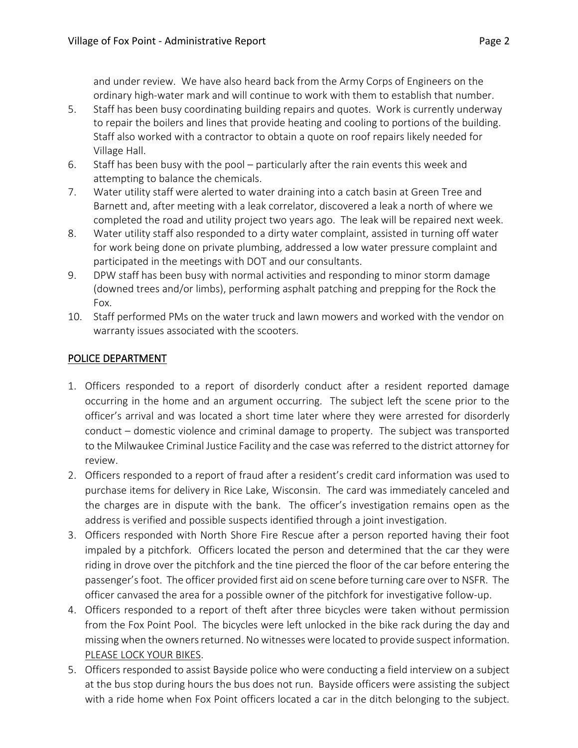and under review. We have also heard back from the Army Corps of Engineers on the ordinary high-water mark and will continue to work with them to establish that number.

5. Staff has been busy coordinating building repairs and quotes. Work is currently underway to repair the boilers and lines that provide heating and cooling to portions of the building. Staff also worked with a contractor to obtain a quote on roof repairs likely needed for Village Hall.
6. Staff has been busy with the pool – particularly after the rain events this week and attempting to balance the chemicals.
7. Water utility staff were alerted to water draining into a catch basin at Green Tree and Barnett and, after meeting with a leak correlator, discovered a leak a north of where we completed the road and utility project two years ago. The leak will be repaired next week.
8. Water utility staff also responded to a dirty water complaint, assisted in turning off water for work being done on private plumbing, addressed a low water pressure complaint and participated in the meetings with DOT and our consultants.
9. DPW staff has been busy with normal activities and responding to minor storm damage (downed trees and/or limbs), performing asphalt patching and prepping for the Rock the Fox.
10. Staff performed PMs on the water truck and lawn mowers and worked with the vendor on warranty issues associated with the scooters.

## POLICE DEPARTMENT

1. Officers responded to a report of disorderly conduct after a resident reported damage occurring in the home and an argument occurring. The subject left the scene prior to the officer's arrival and was located a short time later where they were arrested for disorderly conduct – domestic violence and criminal damage to property. The subject was transported to the Milwaukee Criminal Justice Facility and the case was referred to the district attorney for review.
2. Officers responded to a report of fraud after a resident's credit card information was used to purchase items for delivery in Rice Lake, Wisconsin. The card was immediately canceled and the charges are in dispute with the bank. The officer's investigation remains open as the address is verified and possible suspects identified through a joint investigation.
3. Officers responded with North Shore Fire Rescue after a person reported having their foot impaled by a pitchfork. Officers located the person and determined that the car they were riding in drove over the pitchfork and the tine pierced the floor of the car before entering the passenger's foot. The officer provided first aid on scene before turning care over to NSFR. The officer canvased the area for a possible owner of the pitchfork for investigative follow-up.
4. Officers responded to a report of theft after three bicycles were taken without permission from the Fox Point Pool. The bicycles were left unlocked in the bike rack during the day and missing when the owners returned. No witnesses were located to provide suspect information. PLEASE LOCK YOUR BIKES.
5. Officers responded to assist Bayside police who were conducting a field interview on a subject at the bus stop during hours the bus does not run. Bayside officers were assisting the subject with a ride home when Fox Point officers located a car in the ditch belonging to the subject.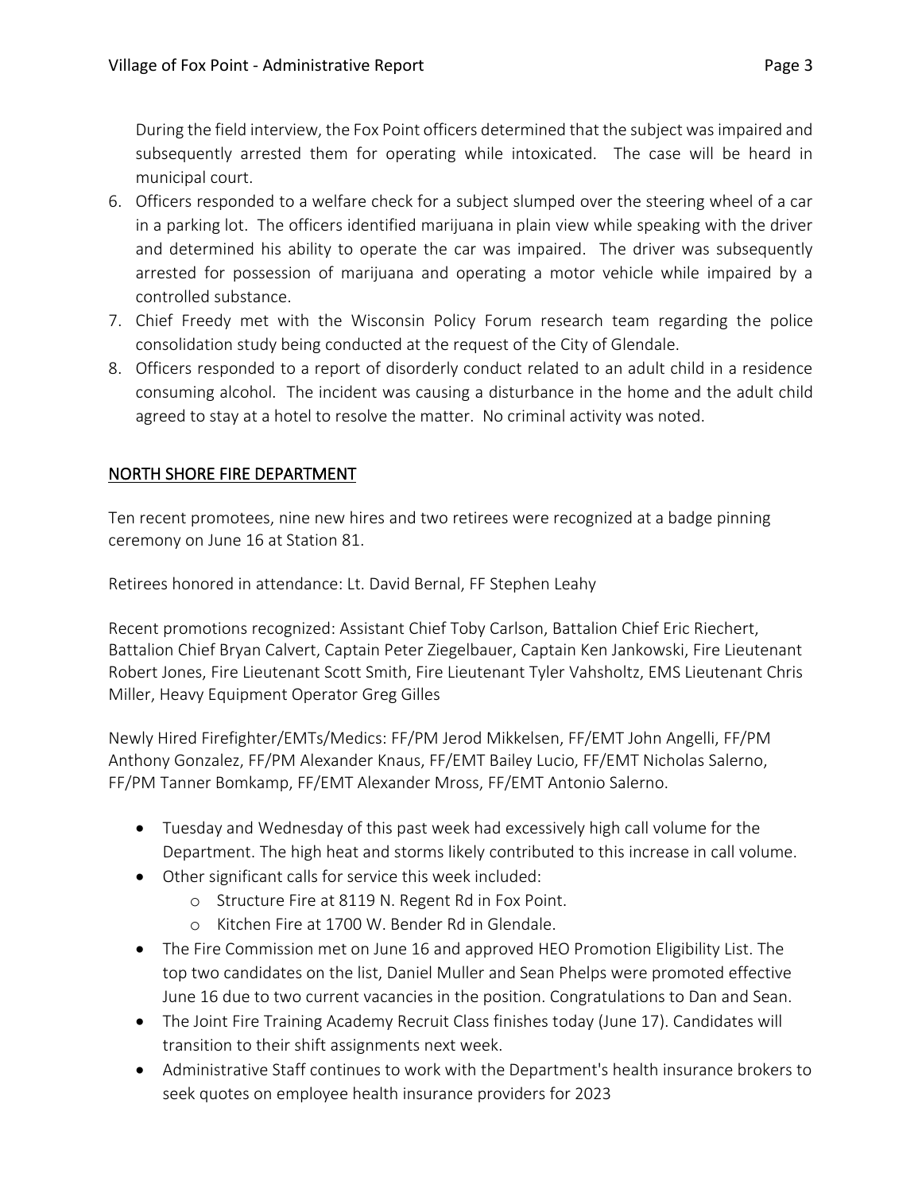During the field interview, the Fox Point officers determined that the subject was impaired and subsequently arrested them for operating while intoxicated. The case will be heard in municipal court.

6. Officers responded to a welfare check for a subject slumped over the steering wheel of a car in a parking lot. The officers identified marijuana in plain view while speaking with the driver and determined his ability to operate the car was impaired. The driver was subsequently arrested for possession of marijuana and operating a motor vehicle while impaired by a controlled substance.
7. Chief Freedy met with the Wisconsin Policy Forum research team regarding the police consolidation study being conducted at the request of the City of Glendale.
8. Officers responded to a report of disorderly conduct related to an adult child in a residence consuming alcohol. The incident was causing a disturbance in the home and the adult child agreed to stay at a hotel to resolve the matter. No criminal activity was noted.

## NORTH SHORE FIRE DEPARTMENT

Ten recent promotees, nine new hires and two retirees were recognized at a badge pinning ceremony on June 16 at Station 81.

Retirees honored in attendance: Lt. David Bernal, FF Stephen Leahy

Recent promotions recognized: Assistant Chief Toby Carlson, Battalion Chief Eric Riechert, Battalion Chief Bryan Calvert, Captain Peter Ziegelbauer, Captain Ken Jankowski, Fire Lieutenant Robert Jones, Fire Lieutenant Scott Smith, Fire Lieutenant Tyler Vahsholtz, EMS Lieutenant Chris Miller, Heavy Equipment Operator Greg Gilles

Newly Hired Firefighter/EMTs/Medics: FF/PM Jerod Mikkelsen, FF/EMT John Angelli, FF/PM Anthony Gonzalez, FF/PM Alexander Knaus, FF/EMT Bailey Lucio, FF/EMT Nicholas Salerno, FF/PM Tanner Bomkamp, FF/EMT Alexander Mross, FF/EMT Antonio Salerno.

- Tuesday and Wednesday of this past week had excessively high call volume for the Department. The high heat and storms likely contributed to this increase in call volume.
- Other significant calls for service this week included:
  - Structure Fire at 8119 N. Regent Rd in Fox Point.
  - Kitchen Fire at 1700 W. Bender Rd in Glendale.
- The Fire Commission met on June 16 and approved HEO Promotion Eligibility List. The top two candidates on the list, Daniel Muller and Sean Phelps were promoted effective June 16 due to two current vacancies in the position. Congratulations to Dan and Sean.
- The Joint Fire Training Academy Recruit Class finishes today (June 17). Candidates will transition to their shift assignments next week.
- Administrative Staff continues to work with the Department's health insurance brokers to seek quotes on employee health insurance providers for 2023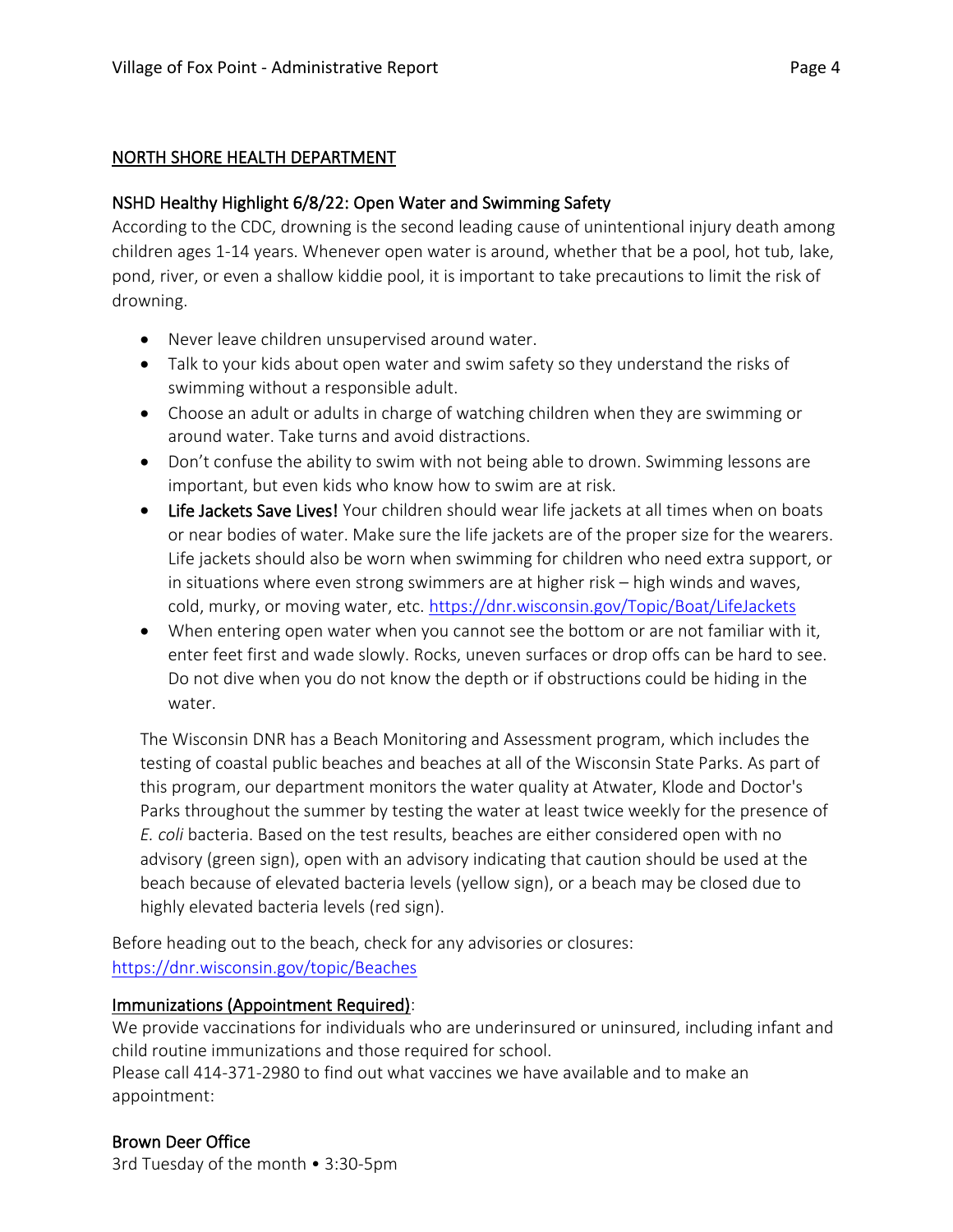## NORTH SHORE HEALTH DEPARTMENT

### NSHD Healthy Highlight 6/8/22: Open Water and Swimming Safety

According to the CDC, drowning is the second leading cause of unintentional injury death among children ages 1-14 years. Whenever open water is around, whether that be a pool, hot tub, lake, pond, river, or even a shallow kiddie pool, it is important to take precautions to limit the risk of drowning.

- Never leave children unsupervised around water.
- Talk to your kids about open water and swim safety so they understand the risks of swimming without a responsible adult.
- Choose an adult or adults in charge of watching children when they are swimming or around water. Take turns and avoid distractions.
- Don't confuse the ability to swim with not being able to drown. Swimming lessons are important, but even kids who know how to swim are at risk.
- **Life Jackets Save Lives!** Your children should wear life jackets at all times when on boats or near bodies of water. Make sure the life jackets are of the proper size for the wearers. Life jackets should also be worn when swimming for children who need extra support, or in situations where even strong swimmers are at higher risk – high winds and waves, cold, murky, or moving water, etc. https://dnr.wisconsin.gov/Topic/Boat/LifeJackets
- When entering open water when you cannot see the bottom or are not familiar with it, enter feet first and wade slowly. Rocks, uneven surfaces or drop offs can be hard to see. Do not dive when you do not know the depth or if obstructions could be hiding in the water.

The Wisconsin DNR has a Beach Monitoring and Assessment program, which includes the testing of coastal public beaches and beaches at all of the Wisconsin State Parks. As part of this program, our department monitors the water quality at Atwater, Klode and Doctor's Parks throughout the summer by testing the water at least twice weekly for the presence of *E. coli* bacteria. Based on the test results, beaches are either considered open with no advisory (green sign), open with an advisory indicating that caution should be used at the beach because of elevated bacteria levels (yellow sign), or a beach may be closed due to highly elevated bacteria levels (red sign).

Before heading out to the beach, check for any advisories or closures: https://dnr.wisconsin.gov/topic/Beaches

### Immunizations (Appointment Required):

We provide vaccinations for individuals who are underinsured or uninsured, including infant and child routine immunizations and those required for school.
Please call 414-371-2980 to find out what vaccines we have available and to make an appointment:

### Brown Deer Office

3rd Tuesday of the month • 3:30-5pm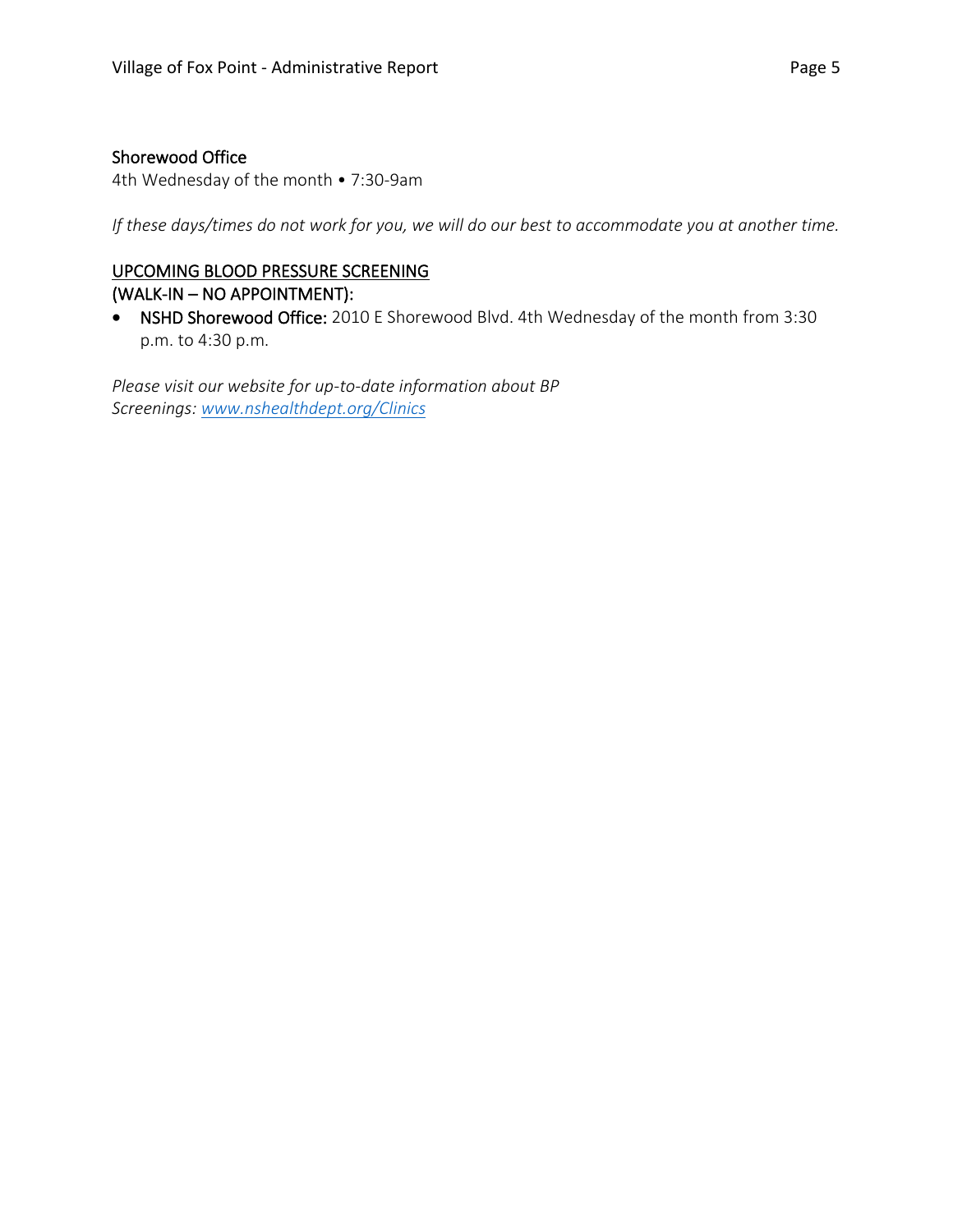### Shorewood Office

4th Wednesday of the month • 7:30-9am

*If these days/times do not work for you, we will do our best to accommodate you at another time.*

## UPCOMING BLOOD PRESSURE SCREENING (WALK-IN – NO APPOINTMENT):

- **NSHD Shorewood Office:** 2010 E Shorewood Blvd. 4th Wednesday of the month from 3:30 p.m. to 4:30 p.m.

*Please visit our website for up-to-date information about BP Screenings: [www.nshealthdept.org/Clinics](www.nshealthdept.org/Clinics)*